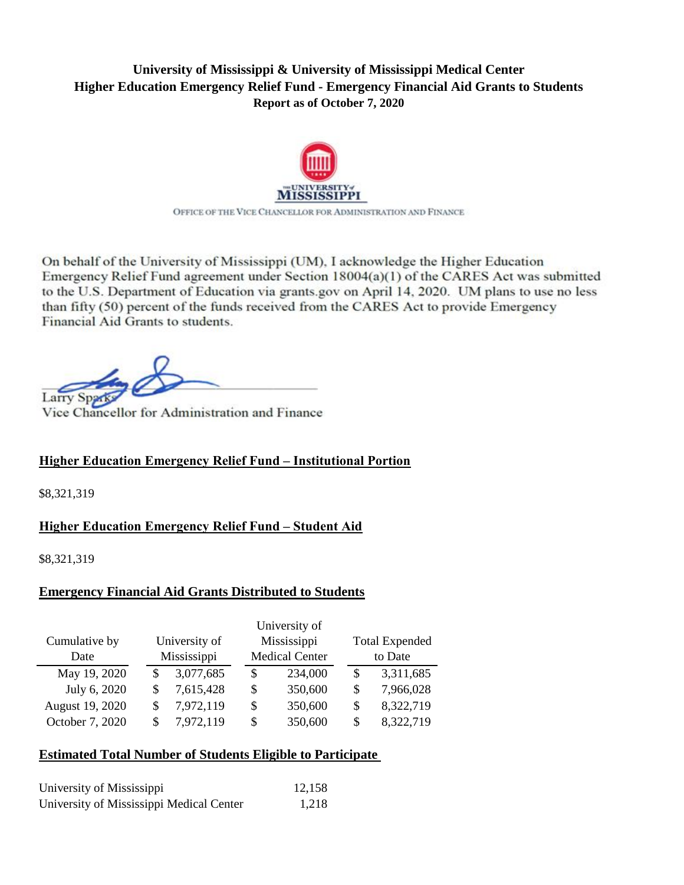**University of Mississippi & University of Mississippi Medical Center**
**Higher Education Emergency Relief Fund - Emergency Financial Aid Grants to Students**
**Report as of October 7, 2020**

THE UNIVERSITY of MISSISSIPPI

OFFICE OF THE VICE CHANCELLOR FOR ADMINISTRATION AND FINANCE

On behalf of the University of Mississippi (UM), I acknowledge the Higher Education Emergency Relief Fund agreement under Section 18004(a)(1) of the CARES Act was submitted to the U.S. Department of Education via grants.gov on April 14, 2020. UM plans to use no less than fifty (50) percent of the funds received from the CARES Act to provide Emergency Financial Aid Grants to students.

Larry Sparks
Vice Chancellor for Administration and Finance

## Higher Education Emergency Relief Fund – Institutional Portion

$8,321,319

## Higher Education Emergency Relief Fund – Student Aid

$8,321,319

## Emergency Financial Aid Grants Distributed to Students

| Cumulative by Date | University of Mississippi | University of Mississippi Medical Center | Total Expended to Date |
|---|---|---|---|
| May 19, 2020 | $ 3,077,685 | $ 234,000 | $ 3,311,685 |
| July 6, 2020 | $ 7,615,428 | $ 350,600 | $ 7,966,028 |
| August 19, 2020 | $ 7,972,119 | $ 350,600 | $ 8,322,719 |
| October 7, 2020 | $ 7,972,119 | $ 350,600 | $ 8,322,719 |

## Estimated Total Number of Students Eligible to Participate

| | |
|---|---|
| University of Mississippi | 12,158 |
| University of Mississippi Medical Center | 1,218 |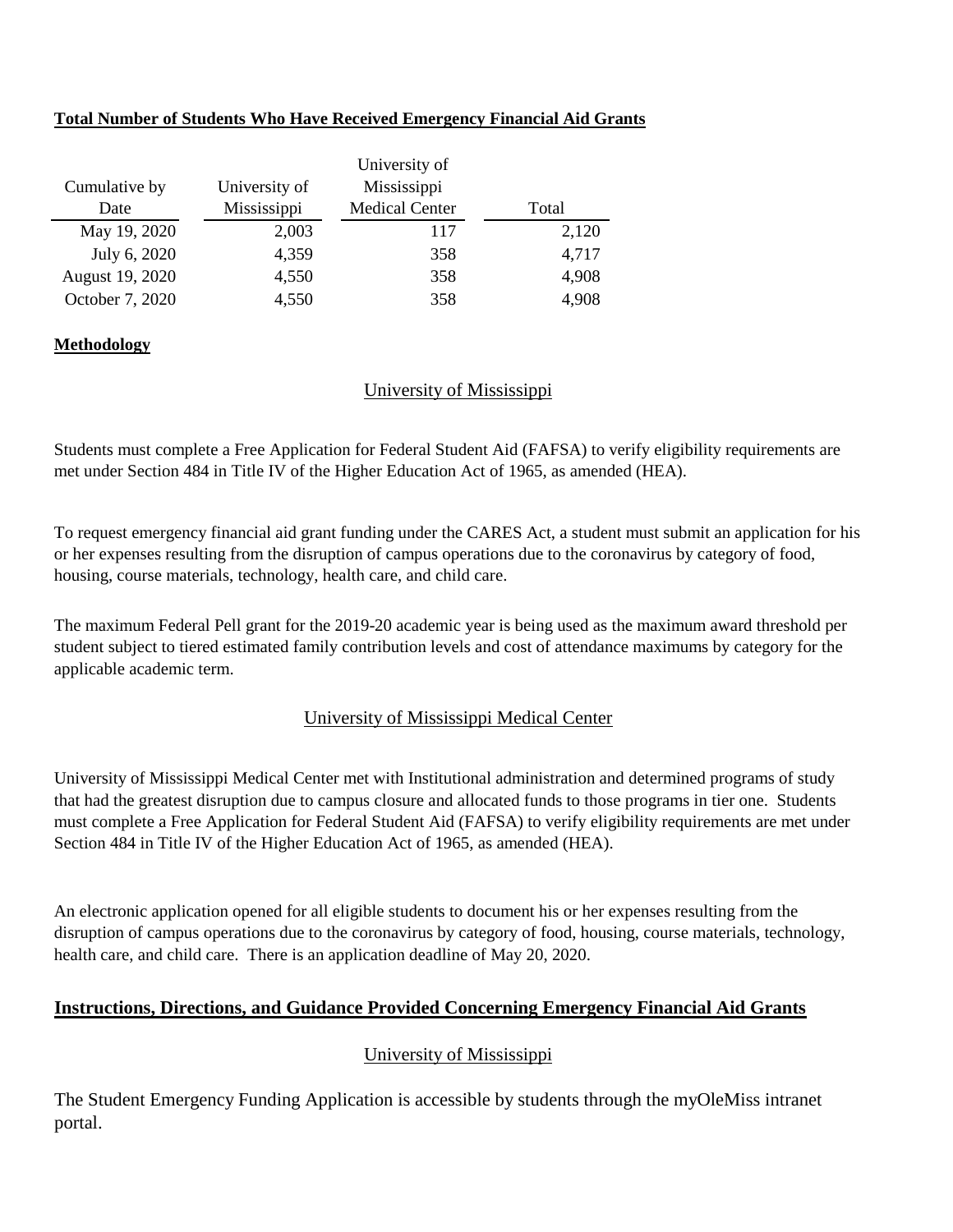**Total Number of Students Who Have Received Emergency Financial Aid Grants**

| Cumulative by Date | University of Mississippi | University of Mississippi Medical Center | Total |
|---|---|---|---|
| May 19, 2020 | 2,003 | 117 | 2,120 |
| July 6, 2020 | 4,359 | 358 | 4,717 |
| August 19, 2020 | 4,550 | 358 | 4,908 |
| October 7, 2020 | 4,550 | 358 | 4,908 |

**Methodology**

University of Mississippi

Students must complete a Free Application for Federal Student Aid (FAFSA) to verify eligibility requirements are met under Section 484 in Title IV of the Higher Education Act of 1965, as amended (HEA).

To request emergency financial aid grant funding under the CARES Act, a student must submit an application for his or her expenses resulting from the disruption of campus operations due to the coronavirus by category of food, housing, course materials, technology, health care, and child care.

The maximum Federal Pell grant for the 2019-20 academic year is being used as the maximum award threshold per student subject to tiered estimated family contribution levels and cost of attendance maximums by category for the applicable academic term.

University of Mississippi Medical Center

University of Mississippi Medical Center met with Institutional administration and determined programs of study that had the greatest disruption due to campus closure and allocated funds to those programs in tier one. Students must complete a Free Application for Federal Student Aid (FAFSA) to verify eligibility requirements are met under Section 484 in Title IV of the Higher Education Act of 1965, as amended (HEA).

An electronic application opened for all eligible students to document his or her expenses resulting from the disruption of campus operations due to the coronavirus by category of food, housing, course materials, technology, health care, and child care. There is an application deadline of May 20, 2020.

**Instructions, Directions, and Guidance Provided Concerning Emergency Financial Aid Grants**

University of Mississippi

The Student Emergency Funding Application is accessible by students through the myOleMiss intranet portal.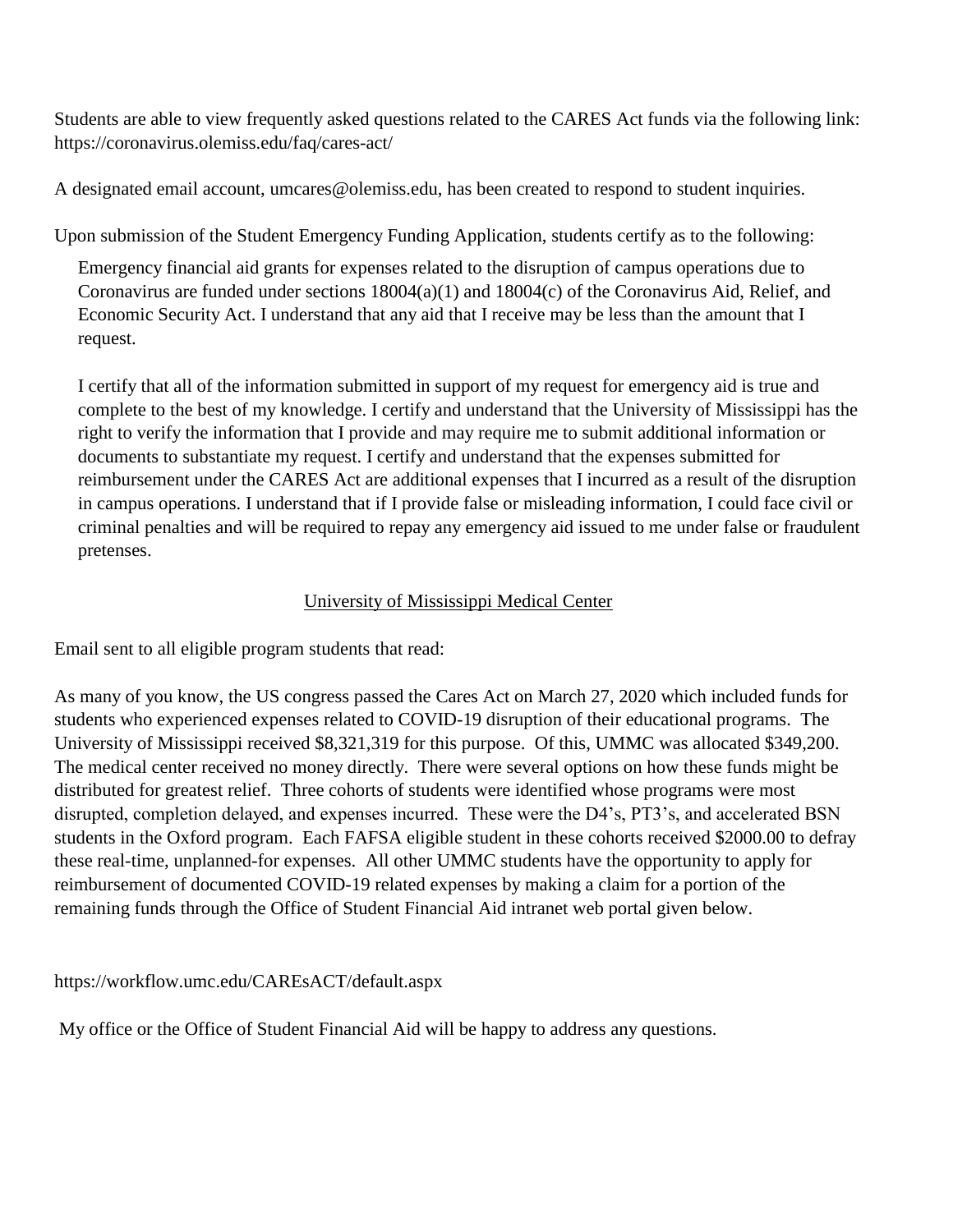Students are able to view frequently asked questions related to the CARES Act funds via the following link: https://coronavirus.olemiss.edu/faq/cares-act/

A designated email account, umcares@olemiss.edu, has been created to respond to student inquiries.

Upon submission of the Student Emergency Funding Application, students certify as to the following:

> Emergency financial aid grants for expenses related to the disruption of campus operations due to Coronavirus are funded under sections 18004(a)(1) and 18004(c) of the Coronavirus Aid, Relief, and Economic Security Act. I understand that any aid that I receive may be less than the amount that I request.
>
> I certify that all of the information submitted in support of my request for emergency aid is true and complete to the best of my knowledge. I certify and understand that the University of Mississippi has the right to verify the information that I provide and may require me to submit additional information or documents to substantiate my request. I certify and understand that the expenses submitted for reimbursement under the CARES Act are additional expenses that I incurred as a result of the disruption in campus operations. I understand that if I provide false or misleading information, I could face civil or criminal penalties and will be required to repay any emergency aid issued to me under false or fraudulent pretenses.

## University of Mississippi Medical Center

Email sent to all eligible program students that read:

As many of you know, the US congress passed the Cares Act on March 27, 2020 which included funds for students who experienced expenses related to COVID-19 disruption of their educational programs. The University of Mississippi received $8,321,319 for this purpose. Of this, UMMC was allocated $349,200. The medical center received no money directly. There were several options on how these funds might be distributed for greatest relief. Three cohorts of students were identified whose programs were most disrupted, completion delayed, and expenses incurred. These were the D4's, PT3's, and accelerated BSN students in the Oxford program. Each FAFSA eligible student in these cohorts received $2000.00 to defray these real-time, unplanned-for expenses. All other UMMC students have the opportunity to apply for reimbursement of documented COVID-19 related expenses by making a claim for a portion of the remaining funds through the Office of Student Financial Aid intranet web portal given below.

https://workflow.umc.edu/CAREsACT/default.aspx

My office or the Office of Student Financial Aid will be happy to address any questions.